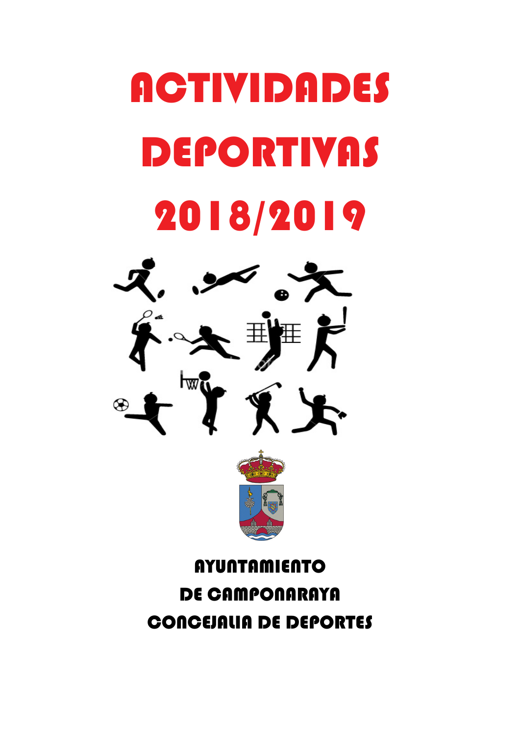# ACTIVIDADES DEPORTIVAS 2018/2019

**AYUNTAMIENTO**
**DE CAMPONARAYA**
**CONCEJALIA DE DEPORTES**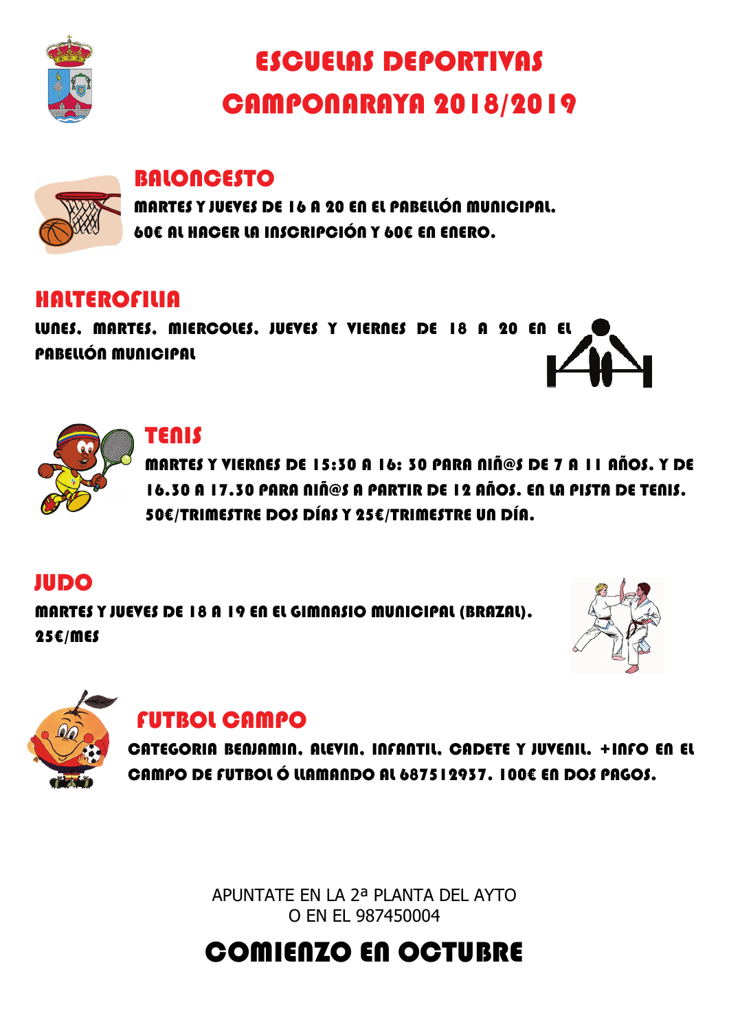# ESCUELAS DEPORTIVAS CAMPONARAYA 2018/2019

## BALONCESTO

MARTES Y JUEVES DE 16 A 20 EN EL PABELLÓN MUNICIPAL.
60€ AL HACER LA INSCRIPCIÓN Y 60€ EN ENERO.

## HALTEROFILIA

LUNES, MARTES, MIERCOLES, JUEVES Y VIERNES DE 18 A 20 EN EL PABELLÓN MUNICIPAL

## TENIS

MARTES Y VIERNES DE 15:30 A 16: 30 PARA NIÑ@S DE 7 A 11 AÑOS. Y DE 16.30 A 17.30 PARA NIÑ@S A PARTIR DE 12 AÑOS. EN LA PISTA DE TENIS.
50€/TRIMESTRE DOS DÍAS Y 25€/TRIMESTRE UN DÍA.

## JUDO

MARTES Y JUEVES DE 18 A 19 EN EL GIMNASIO MUNICIPAL (BRAZAL).
25€/MES

## FUTBOL CAMPO

CATEGORIA BENJAMIN, ALEVIN, INFANTIL, CADETE Y JUVENIL. +INFO EN EL CAMPO DE FUTBOL Ó LLAMANDO AL 687512937. 100€ EN DOS PAGOS.

APUNTATE EN LA 2ª PLANTA DEL AYTO
O EN EL 987450004

# COMIENZO EN OCTUBRE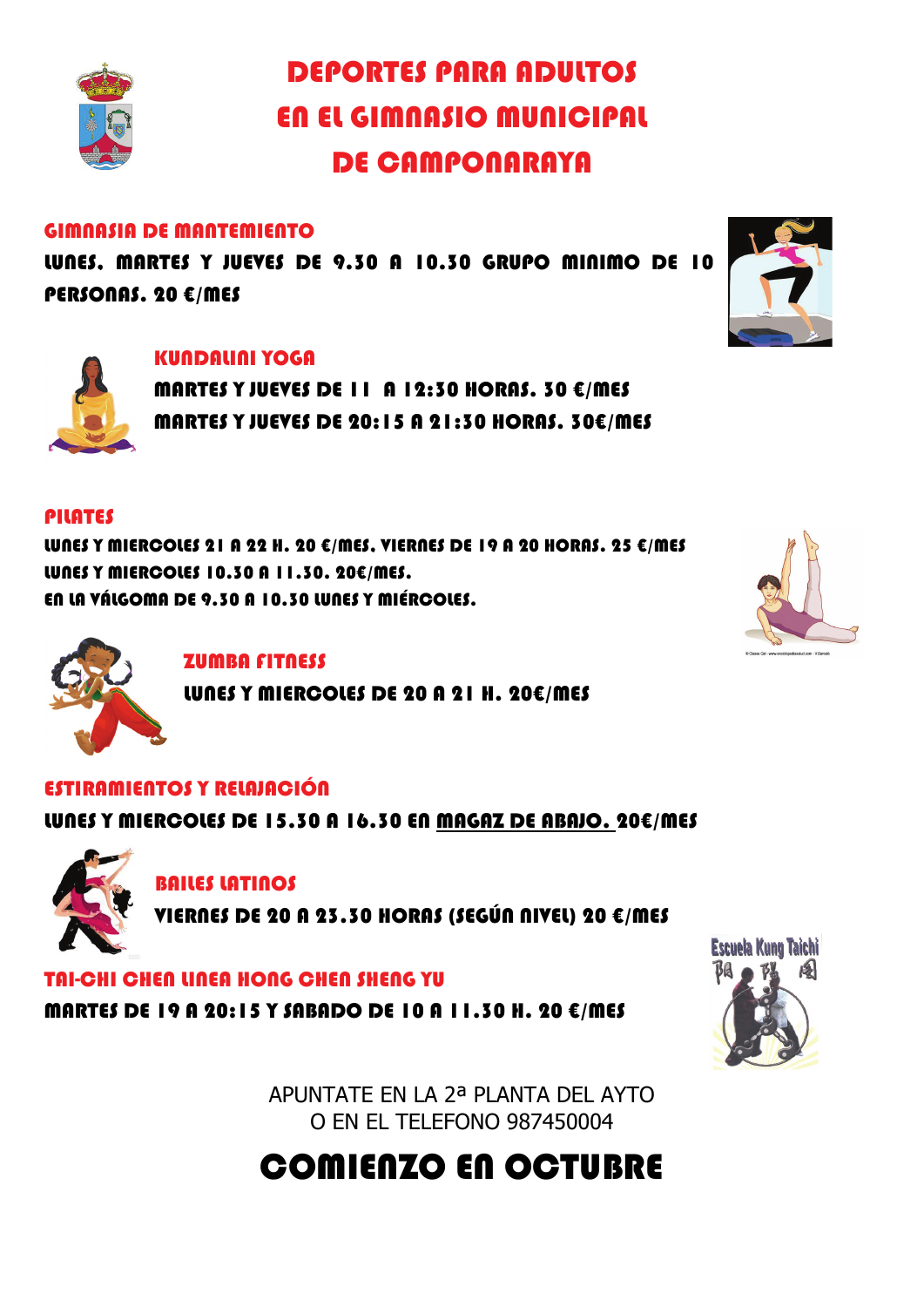# DEPORTES PARA ADULTOS EN EL GIMNASIO MUNICIPAL DE CAMPONARAYA

## GIMNASIA DE MANTEMIENTO

**LUNES, MARTES Y JUEVES DE 9.30 A 10.30 GRUPO MINIMO DE 10 PERSONAS. 20 €/MES**

## KUNDALINI YOGA

**MARTES Y JUEVES DE 11 A 12:30 HORAS. 30 €/MES**
**MARTES Y JUEVES DE 20:15 A 21:30 HORAS. 30€/MES**

## PILATES

**LUNES Y MIERCOLES 21 A 22 H. 20 €/MES. VIERNES DE 19 A 20 HORAS. 25 €/MES**
**LUNES Y MIERCOLES 10.30 A 11.30. 20€/MES.**
**EN LA VÁLGOMA DE 9.30 A 10.30 LUNES Y MIÉRCOLES.**

## ZUMBA FITNESS

**LUNES Y MIERCOLES DE 20 A 21 H. 20€/MES**

## ESTIRAMIENTOS Y RELAJACIÓN

**LUNES Y MIERCOLES DE 15.30 A 16.30 EN MAGAZ DE ABAJO. 20€/MES**

## BAILES LATINOS

**VIERNES DE 20 A 23.30 HORAS (SEGÚN NIVEL) 20 €/MES**

## TAI-CHI CHEN LINEA HONG CHEN SHENG YU

**MARTES DE 19 A 20:15 Y SABADO DE 10 A 11.30 H. 20 €/MES**

APUNTATE EN LA 2ª PLANTA DEL AYTO
O EN EL TELEFONO 987450004

# COMIENZO EN OCTUBRE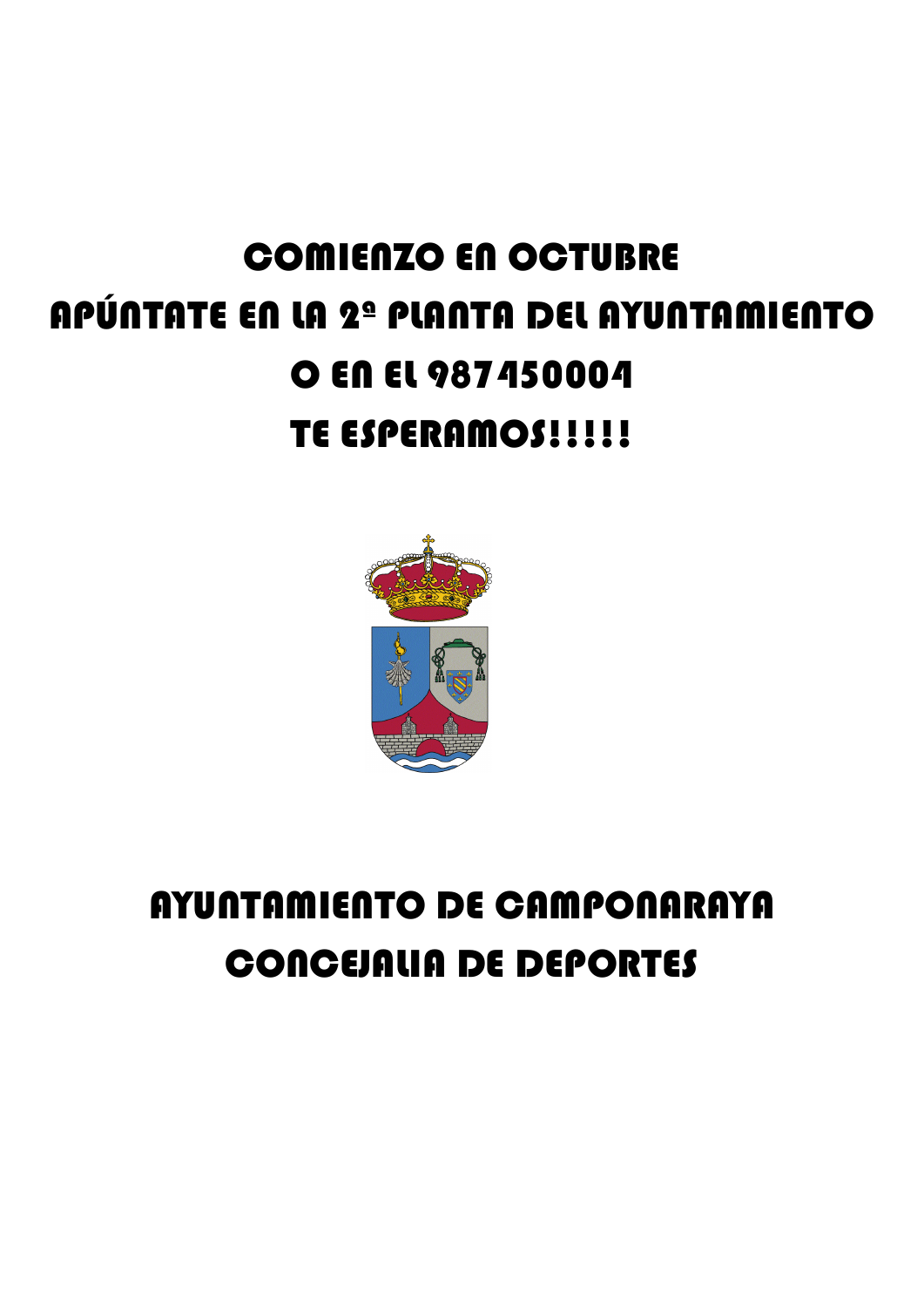**COMIENZO EN OCTUBRE**

**APÚNTATE EN LA 2ª PLANTA DEL AYUNTAMIENTO**

**O EN EL 987450004**

**TE ESPERAMOS!!!!!**

**AYUNTAMIENTO DE CAMPONARAYA**

**CONCEJALIA DE DEPORTES**